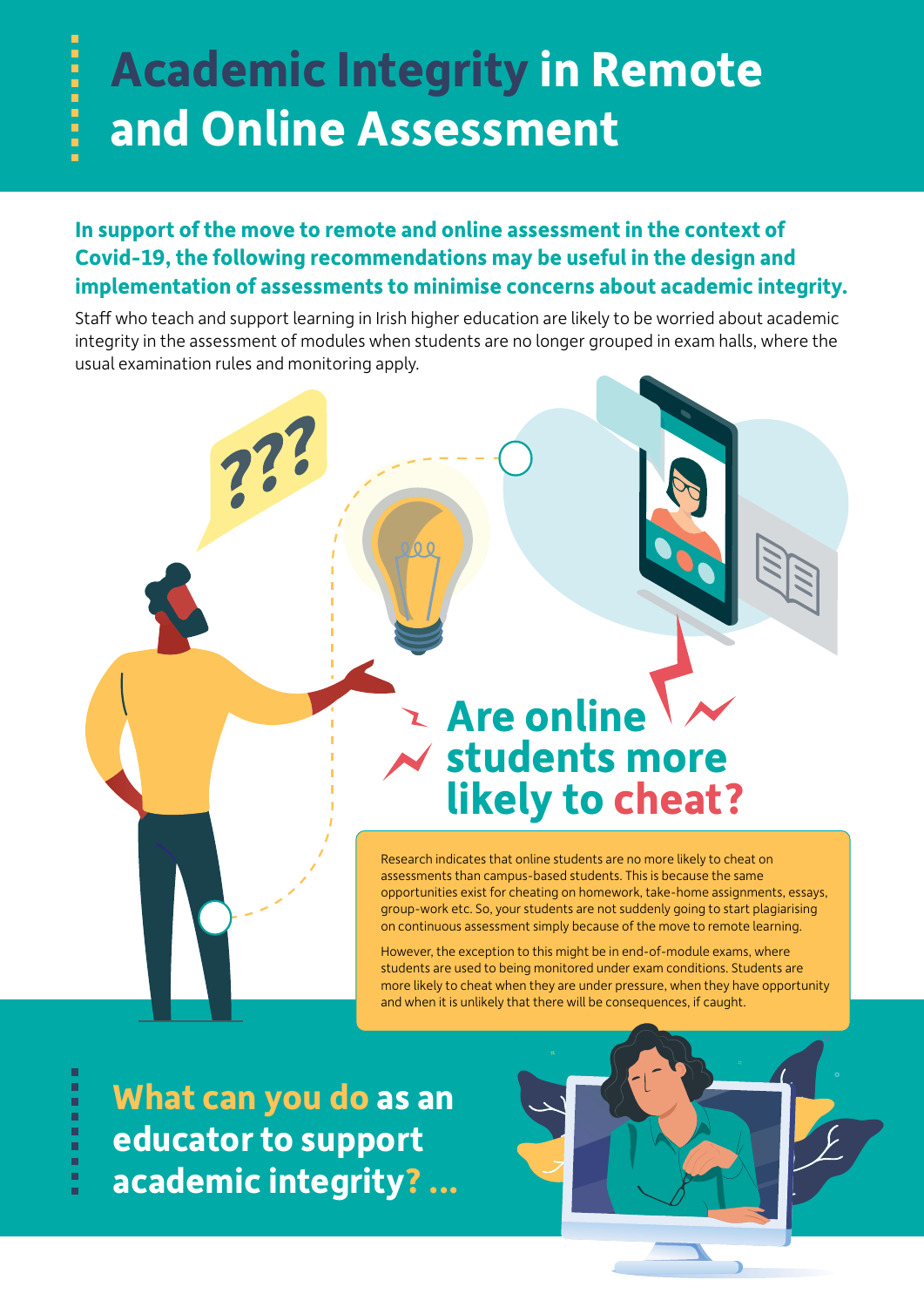# Academic Integrity in Remote and Online Assessment

**In support of the move to remote and online assessment in the context of Covid-19, the following recommendations may be useful in the design and implementation of assessments to minimise concerns about academic integrity.**

Staff who teach and support learning in Irish higher education are likely to be worried about academic integrity in the assessment of modules when students are no longer grouped in exam halls, where the usual examination rules and monitoring apply.

## Are online students more likely to cheat?

Research indicates that online students are no more likely to cheat on assessments than campus-based students. This is because the same opportunities exist for cheating on homework, take-home assignments, essays, group-work etc. So, your students are not suddenly going to start plagiarising on continuous assessment simply because of the move to remote learning.

However, the exception to this might be in end-of-module exams, where students are used to being monitored under exam conditions. Students are more likely to cheat when they are under pressure, when they have opportunity and when it is unlikely that there will be consequences, if caught.

## What can you do as an educator to support academic integrity? ...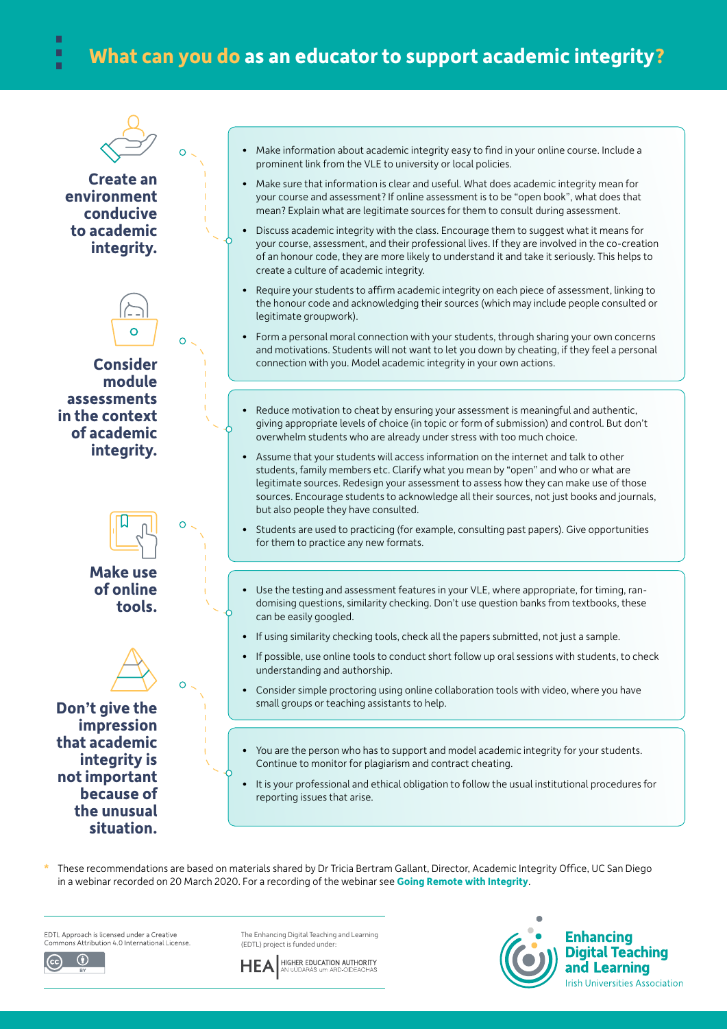# What can you do as an educator to support academic integrity?

### Create an environment conducive to academic integrity.

- Make information about academic integrity easy to find in your online course. Include a prominent link from the VLE to university or local policies.
- Make sure that information is clear and useful. What does academic integrity mean for your course and assessment? If online assessment is to be "open book", what does that mean? Explain what are legitimate sources for them to consult during assessment.
- Discuss academic integrity with the class. Encourage them to suggest what it means for your course, assessment, and their professional lives. If they are involved in the co-creation of an honour code, they are more likely to understand it and take it seriously. This helps to create a culture of academic integrity.
- Require your students to affirm academic integrity on each piece of assessment, linking to the honour code and acknowledging their sources (which may include people consulted or legitimate groupwork).
- Form a personal moral connection with your students, through sharing your own concerns and motivations. Students will not want to let you down by cheating, if they feel a personal connection with you. Model academic integrity in your own actions.

### Consider module assessments in the context of academic integrity.

- Reduce motivation to cheat by ensuring your assessment is meaningful and authentic, giving appropriate levels of choice (in topic or form of submission) and control. But don't overwhelm students who are already under stress with too much choice.
- Assume that your students will access information on the internet and talk to other students, family members etc. Clarify what you mean by "open" and who or what are legitimate sources. Redesign your assessment to assess how they can make use of those sources. Encourage students to acknowledge all their sources, not just books and journals, but also people they have consulted.
- Students are used to practicing (for example, consulting past papers). Give opportunities for them to practice any new formats.

### Make use of online tools.

- Use the testing and assessment features in your VLE, where appropriate, for timing, randomising questions, similarity checking. Don't use question banks from textbooks, these can be easily googled.
- If using similarity checking tools, check all the papers submitted, not just a sample.
- If possible, use online tools to conduct short follow up oral sessions with students, to check understanding and authorship.
- Consider simple proctoring using online collaboration tools with video, where you have small groups or teaching assistants to help.

### Don't give the impression that academic integrity is not important because of the unusual situation.

- You are the person who has to support and model academic integrity for your students. Continue to monitor for plagiarism and contract cheating.
- It is your professional and ethical obligation to follow the usual institutional procedures for reporting issues that arise.

\* These recommendations are based on materials shared by Dr Tricia Bertram Gallant, Director, Academic Integrity Office, UC San Diego in a webinar recorded on 20 March 2020. For a recording of the webinar see **Going Remote with Integrity**.

EDTL Approach is licensed under a Creative Commons Attribution 4.0 International License.

The Enhancing Digital Teaching and Learning (EDTL) project is funded under: HEA HIGHER EDUCATION AUTHORITY AN tÚDARÁS um ARD-OIDEACHAS

Enhancing Digital Teaching and Learning
Irish Universities Association